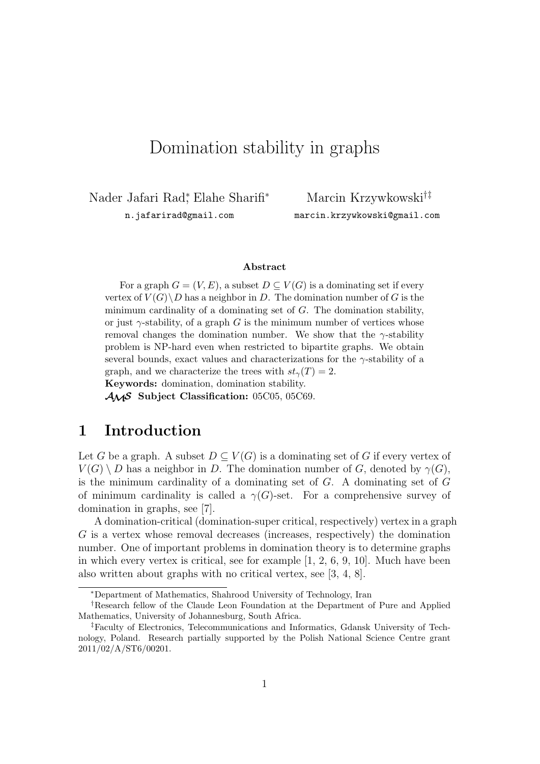# Domination stability in graphs

Nader Jafari Rad[*], Elahe Sharifi[*] — n.jafarirad@gmail.com

Marcin Krzywkowski[†‡] — marcin.krzywkowski@gmail.com

### Abstract

For a graph $G = (V, E)$, a subset $D \subseteq V(G)$ is a dominating set if every vertex of $V(G) \setminus D$ has a neighbor in $D$. The domination number of $G$ is the minimum cardinality of a dominating set of $G$. The domination stability, or just $\gamma$-stability, of a graph $G$ is the minimum number of vertices whose removal changes the domination number. We show that the $\gamma$-stability problem is NP-hard even when restricted to bipartite graphs. We obtain several bounds, exact values and characterizations for the $\gamma$-stability of a graph, and we characterize the trees with $st_\gamma(T) = 2$.

**Keywords:** domination, domination stability.

**AMS Subject Classification:** 05C05, 05C69.

## 1 Introduction

Let $G$ be a graph. A subset $D \subseteq V(G)$ is a dominating set of $G$ if every vertex of $V(G) \setminus D$ has a neighbor in $D$. The domination number of $G$, denoted by $\gamma(G)$, is the minimum cardinality of a dominating set of $G$. A dominating set of $G$ of minimum cardinality is called a $\gamma(G)$-set. For a comprehensive survey of domination in graphs, see [7].

A domination-critical (domination-super critical, respectively) vertex in a graph $G$ is a vertex whose removal decreases (increases, respectively) the domination number. One of important problems in domination theory is to determine graphs in which every vertex is critical, see for example [1, 2, 6, 9, 10]. Much have been also written about graphs with no critical vertex, see [3, 4, 8].

---

[*] Department of Mathematics, Shahrood University of Technology, Iran

[†] Research fellow of the Claude Leon Foundation at the Department of Pure and Applied Mathematics, University of Johannesburg, South Africa.

[‡] Faculty of Electronics, Telecommunications and Informatics, Gdansk University of Technology, Poland. Research partially supported by the Polish National Science Centre grant 2011/02/A/ST6/00201.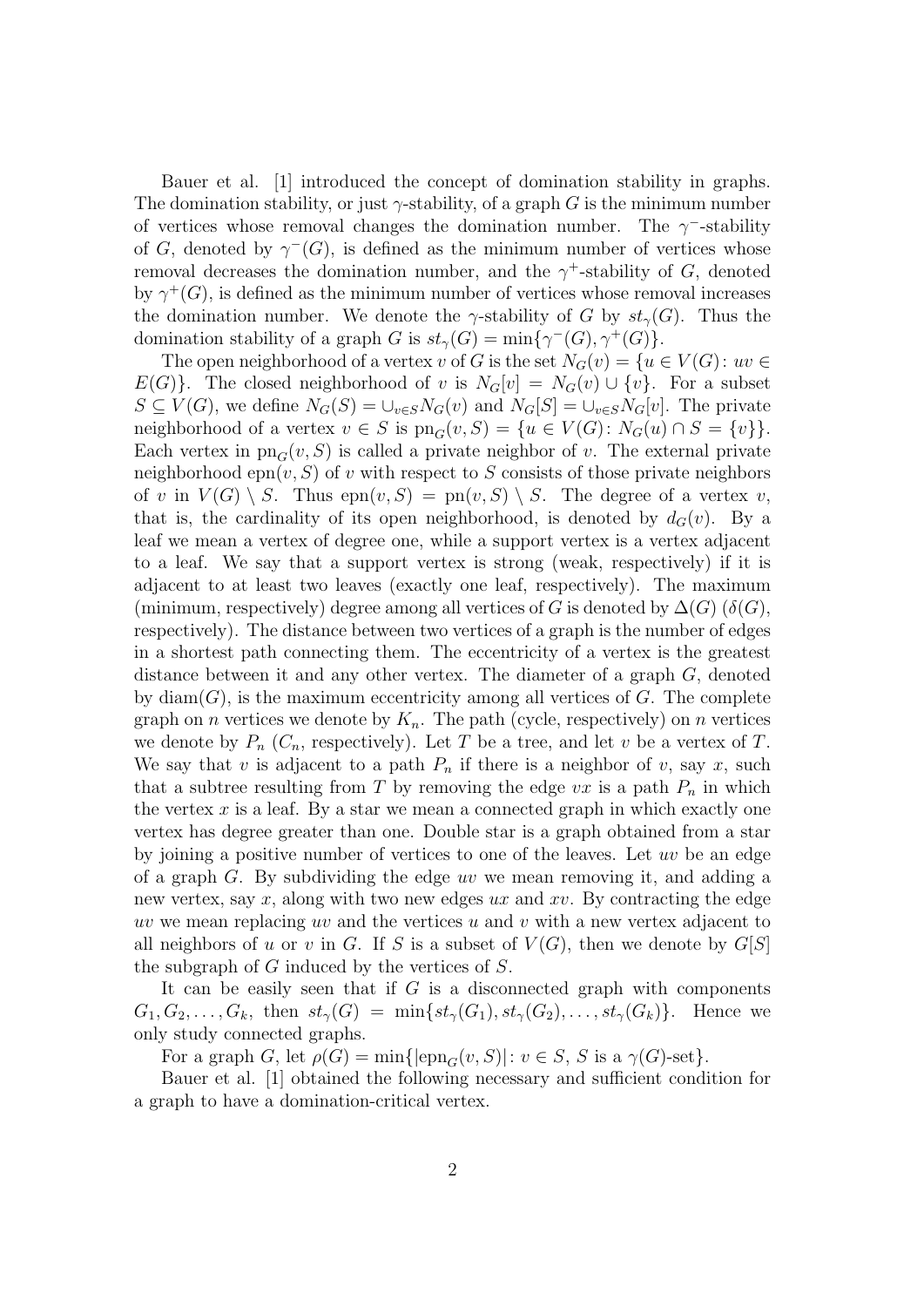Bauer et al. [1] introduced the concept of domination stability in graphs. The domination stability, or just $\gamma$-stability, of a graph $G$ is the minimum number of vertices whose removal changes the domination number. The $\gamma^-$-stability of $G$, denoted by $\gamma^-(G)$, is defined as the minimum number of vertices whose removal decreases the domination number, and the $\gamma^+$-stability of $G$, denoted by $\gamma^+(G)$, is defined as the minimum number of vertices whose removal increases the domination number. We denote the $\gamma$-stability of $G$ by $st_\gamma(G)$. Thus the domination stability of a graph $G$ is $st_\gamma(G) = \min\{\gamma^-(G), \gamma^+(G)\}$.

The open neighborhood of a vertex $v$ of $G$ is the set $N_G(v) = \{u \in V(G) : uv \in E(G)\}$. The closed neighborhood of $v$ is $N_G[v] = N_G(v) \cup \{v\}$. For a subset $S \subseteq V(G)$, we define $N_G(S) = \cup_{v \in S} N_G(v)$ and $N_G[S] = \cup_{v \in S} N_G[v]$. The private neighborhood of a vertex $v \in S$ is $\mathrm{pn}_G(v, S) = \{u \in V(G) : N_G(u) \cap S = \{v\}\}$. Each vertex in $\mathrm{pn}_G(v, S)$ is called a private neighbor of $v$. The external private neighborhood $\mathrm{epn}(v, S)$ of $v$ with respect to $S$ consists of those private neighbors of $v$ in $V(G) \setminus S$. Thus $\mathrm{epn}(v, S) = \mathrm{pn}(v, S) \setminus S$. The degree of a vertex $v$, that is, the cardinality of its open neighborhood, is denoted by $d_G(v)$. By a leaf we mean a vertex of degree one, while a support vertex is a vertex adjacent to a leaf. We say that a support vertex is strong (weak, respectively) if it is adjacent to at least two leaves (exactly one leaf, respectively). The maximum (minimum, respectively) degree among all vertices of $G$ is denoted by $\Delta(G)$ ($\delta(G)$, respectively). The distance between two vertices of a graph is the number of edges in a shortest path connecting them. The eccentricity of a vertex is the greatest distance between it and any other vertex. The diameter of a graph $G$, denoted by $\mathrm{diam}(G)$, is the maximum eccentricity among all vertices of $G$. The complete graph on $n$ vertices we denote by $K_n$. The path (cycle, respectively) on $n$ vertices we denote by $P_n$ ($C_n$, respectively). Let $T$ be a tree, and let $v$ be a vertex of $T$. We say that $v$ is adjacent to a path $P_n$ if there is a neighbor of $v$, say $x$, such that a subtree resulting from $T$ by removing the edge $vx$ is a path $P_n$ in which the vertex $x$ is a leaf. By a star we mean a connected graph in which exactly one vertex has degree greater than one. Double star is a graph obtained from a star by joining a positive number of vertices to one of the leaves. Let $uv$ be an edge of a graph $G$. By subdividing the edge $uv$ we mean removing it, and adding a new vertex, say $x$, along with two new edges $ux$ and $xv$. By contracting the edge $uv$ we mean replacing $uv$ and the vertices $u$ and $v$ with a new vertex adjacent to all neighbors of $u$ or $v$ in $G$. If $S$ is a subset of $V(G)$, then we denote by $G[S]$ the subgraph of $G$ induced by the vertices of $S$.

It can be easily seen that if $G$ is a disconnected graph with components $G_1, G_2, \ldots, G_k$, then $st_\gamma(G) = \min\{st_\gamma(G_1), st_\gamma(G_2), \ldots, st_\gamma(G_k)\}$. Hence we only study connected graphs.

For a graph $G$, let $\rho(G) = \min\{|\mathrm{epn}_G(v, S)| : v \in S,\, S \text{ is a } \gamma(G)\text{-set}\}$.

Bauer et al. [1] obtained the following necessary and sufficient condition for a graph to have a domination-critical vertex.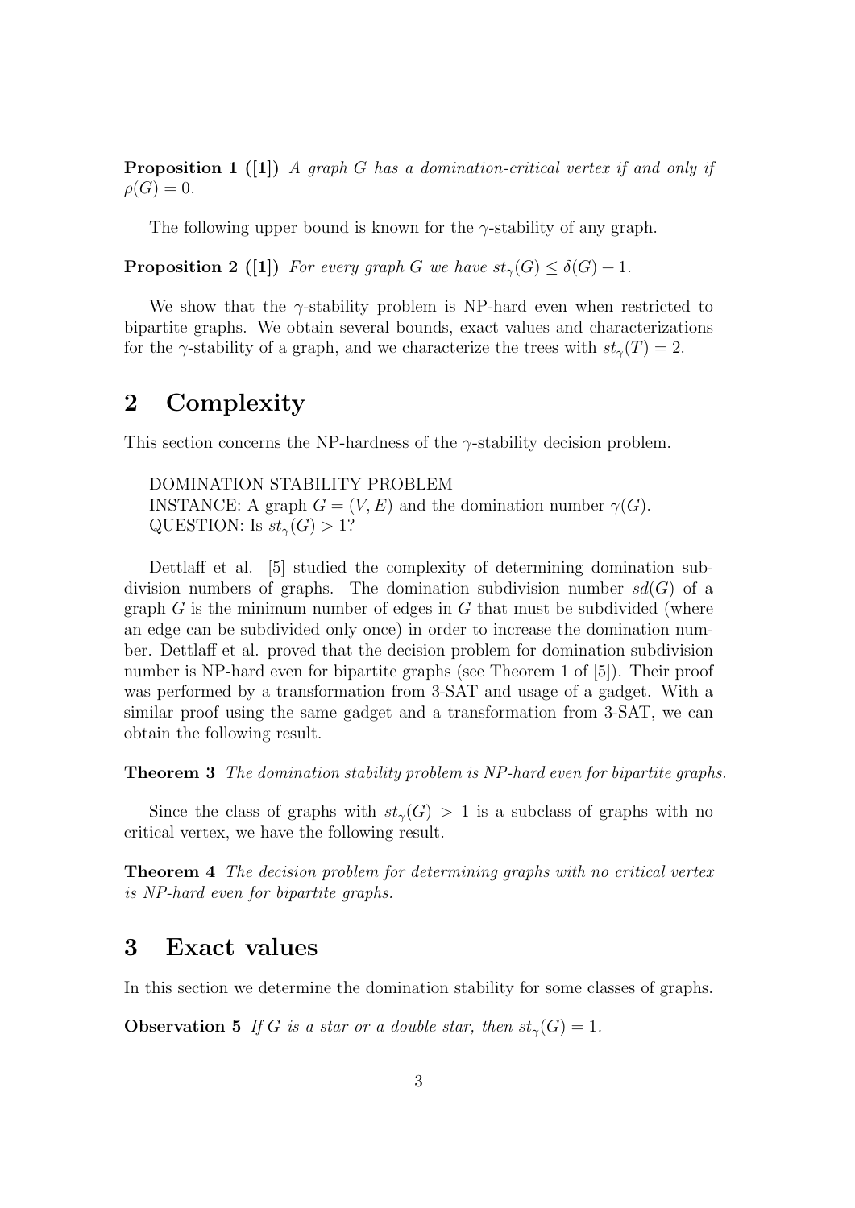**Proposition 1 ([1])** *A graph $G$ has a domination-critical vertex if and only if $\rho(G) = 0$.*

The following upper bound is known for the $\gamma$-stability of any graph.

**Proposition 2 ([1])** *For every graph $G$ we have $st_\gamma(G) \leq \delta(G) + 1$.*

We show that the $\gamma$-stability problem is NP-hard even when restricted to bipartite graphs. We obtain several bounds, exact values and characterizations for the $\gamma$-stability of a graph, and we characterize the trees with $st_\gamma(T) = 2$.

## 2 Complexity

This section concerns the NP-hardness of the $\gamma$-stability decision problem.

DOMINATION STABILITY PROBLEM
INSTANCE: A graph $G = (V, E)$ and the domination number $\gamma(G)$.
QUESTION: Is $st_\gamma(G) > 1$?

Dettlaff et al. [5] studied the complexity of determining domination subdivision numbers of graphs. The domination subdivision number $sd(G)$ of a graph $G$ is the minimum number of edges in $G$ that must be subdivided (where an edge can be subdivided only once) in order to increase the domination number. Dettlaff et al. proved that the decision problem for domination subdivision number is NP-hard even for bipartite graphs (see Theorem 1 of [5]). Their proof was performed by a transformation from 3-SAT and usage of a gadget. With a similar proof using the same gadget and a transformation from 3-SAT, we can obtain the following result.

**Theorem 3** *The domination stability problem is NP-hard even for bipartite graphs.*

Since the class of graphs with $st_\gamma(G) > 1$ is a subclass of graphs with no critical vertex, we have the following result.

**Theorem 4** *The decision problem for determining graphs with no critical vertex is NP-hard even for bipartite graphs.*

## 3 Exact values

In this section we determine the domination stability for some classes of graphs.

**Observation 5** *If $G$ is a star or a double star, then $st_\gamma(G) = 1$.*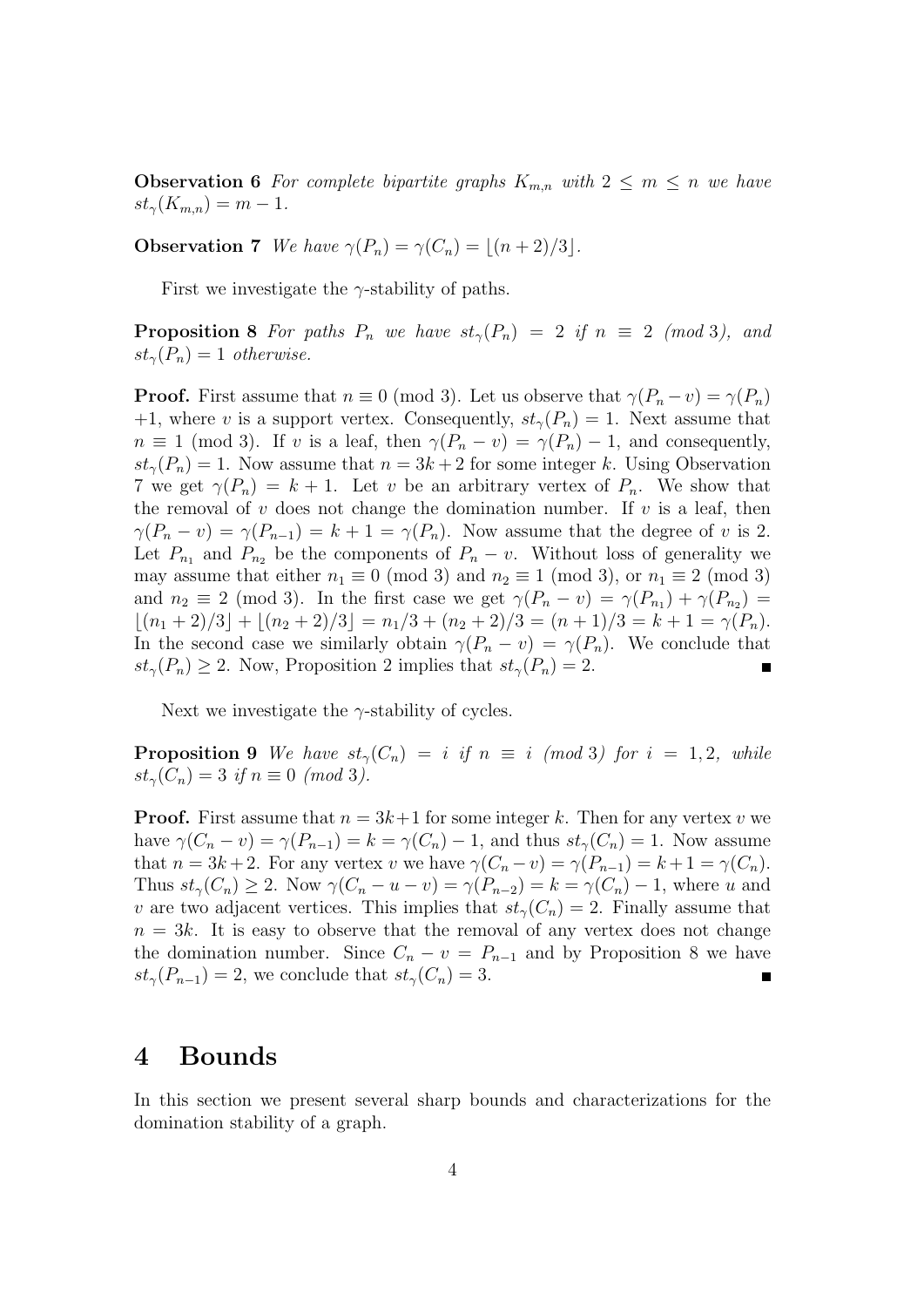**Observation 6** *For complete bipartite graphs $K_{m,n}$ with $2 \leq m \leq n$ we have $st_\gamma(K_{m,n}) = m - 1$.*

**Observation 7** *We have $\gamma(P_n) = \gamma(C_n) = \lfloor (n+2)/3 \rfloor$.*

First we investigate the $\gamma$-stability of paths.

**Proposition 8** *For paths $P_n$ we have $st_\gamma(P_n) = 2$ if $n \equiv 2$ (mod 3), and $st_\gamma(P_n) = 1$ otherwise.*

**Proof.** First assume that $n \equiv 0$ (mod 3). Let us observe that $\gamma(P_n - v) = \gamma(P_n) + 1$, where $v$ is a support vertex. Consequently, $st_\gamma(P_n) = 1$. Next assume that $n \equiv 1$ (mod 3). If $v$ is a leaf, then $\gamma(P_n - v) = \gamma(P_n) - 1$, and consequently, $st_\gamma(P_n) = 1$. Now assume that $n = 3k + 2$ for some integer $k$. Using Observation 7 we get $\gamma(P_n) = k + 1$. Let $v$ be an arbitrary vertex of $P_n$. We show that the removal of $v$ does not change the domination number. If $v$ is a leaf, then $\gamma(P_n - v) = \gamma(P_{n-1}) = k + 1 = \gamma(P_n)$. Now assume that the degree of $v$ is 2. Let $P_{n_1}$ and $P_{n_2}$ be the components of $P_n - v$. Without loss of generality we may assume that either $n_1 \equiv 0$ (mod 3) and $n_2 \equiv 1$ (mod 3), or $n_1 \equiv 2$ (mod 3) and $n_2 \equiv 2$ (mod 3). In the first case we get $\gamma(P_n - v) = \gamma(P_{n_1}) + \gamma(P_{n_2}) = \lfloor (n_1 + 2)/3 \rfloor + \lfloor (n_2 + 2)/3 \rfloor = n_1/3 + (n_2 + 2)/3 = (n + 1)/3 = k + 1 = \gamma(P_n)$. In the second case we similarly obtain $\gamma(P_n - v) = \gamma(P_n)$. We conclude that $st_\gamma(P_n) \geq 2$. Now, Proposition 2 implies that $st_\gamma(P_n) = 2$. ∎

Next we investigate the $\gamma$-stability of cycles.

**Proposition 9** *We have $st_\gamma(C_n) = i$ if $n \equiv i$ (mod 3) for $i = 1, 2$, while $st_\gamma(C_n) = 3$ if $n \equiv 0$ (mod 3).*

**Proof.** First assume that $n = 3k+1$ for some integer $k$. Then for any vertex $v$ we have $\gamma(C_n - v) = \gamma(P_{n-1}) = k = \gamma(C_n) - 1$, and thus $st_\gamma(C_n) = 1$. Now assume that $n = 3k+2$. For any vertex $v$ we have $\gamma(C_n - v) = \gamma(P_{n-1}) = k+1 = \gamma(C_n)$. Thus $st_\gamma(C_n) \geq 2$. Now $\gamma(C_n - u - v) = \gamma(P_{n-2}) = k = \gamma(C_n) - 1$, where $u$ and $v$ are two adjacent vertices. This implies that $st_\gamma(C_n) = 2$. Finally assume that $n = 3k$. It is easy to observe that the removal of any vertex does not change the domination number. Since $C_n - v = P_{n-1}$ and by Proposition 8 we have $st_\gamma(P_{n-1}) = 2$, we conclude that $st_\gamma(C_n) = 3$. ∎

## 4 Bounds

In this section we present several sharp bounds and characterizations for the domination stability of a graph.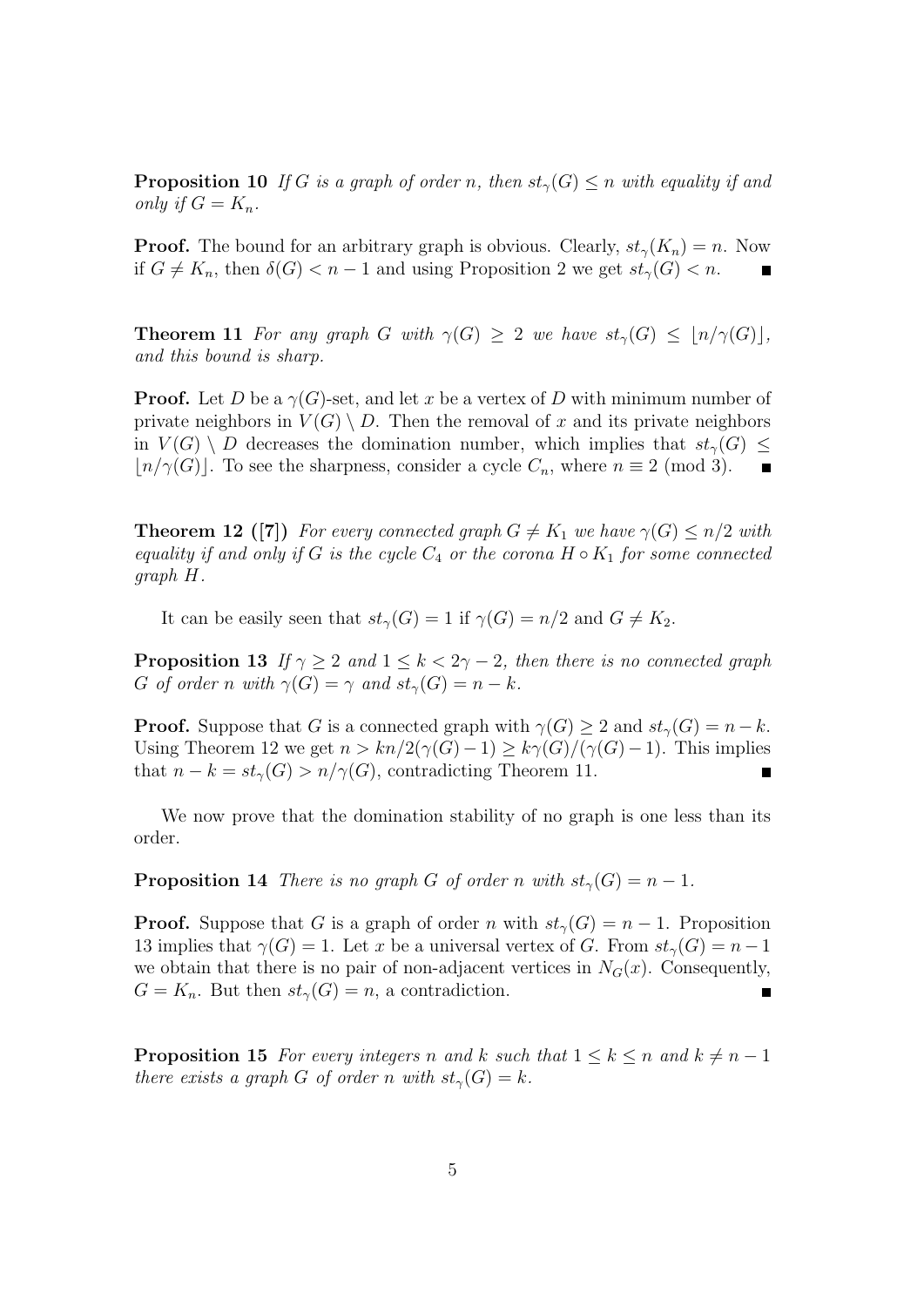**Proposition 10** *If $G$ is a graph of order $n$, then $st_\gamma(G) \leq n$ with equality if and only if $G = K_n$.*

**Proof.** The bound for an arbitrary graph is obvious. Clearly, $st_\gamma(K_n) = n$. Now if $G \neq K_n$, then $\delta(G) < n-1$ and using Proposition 2 we get $st_\gamma(G) < n$. ∎

**Theorem 11** *For any graph $G$ with $\gamma(G) \geq 2$ we have $st_\gamma(G) \leq \lfloor n/\gamma(G) \rfloor$, and this bound is sharp.*

**Proof.** Let $D$ be a $\gamma(G)$-set, and let $x$ be a vertex of $D$ with minimum number of private neighbors in $V(G) \setminus D$. Then the removal of $x$ and its private neighbors in $V(G) \setminus D$ decreases the domination number, which implies that $st_\gamma(G) \leq \lfloor n/\gamma(G) \rfloor$. To see the sharpness, consider a cycle $C_n$, where $n \equiv 2 \pmod 3$. ∎

**Theorem 12 ([7])** *For every connected graph $G \neq K_1$ we have $\gamma(G) \leq n/2$ with equality if and only if $G$ is the cycle $C_4$ or the corona $H \circ K_1$ for some connected graph $H$.*

It can be easily seen that $st_\gamma(G) = 1$ if $\gamma(G) = n/2$ and $G \neq K_2$.

**Proposition 13** *If $\gamma \geq 2$ and $1 \leq k < 2\gamma - 2$, then there is no connected graph $G$ of order $n$ with $\gamma(G) = \gamma$ and $st_\gamma(G) = n - k$.*

**Proof.** Suppose that $G$ is a connected graph with $\gamma(G) \geq 2$ and $st_\gamma(G) = n-k$. Using Theorem 12 we get $n > kn/2(\gamma(G)-1) \geq k\gamma(G)/(\gamma(G)-1)$. This implies that $n - k = st_\gamma(G) > n/\gamma(G)$, contradicting Theorem 11. ∎

We now prove that the domination stability of no graph is one less than its order.

**Proposition 14** *There is no graph $G$ of order $n$ with $st_\gamma(G) = n-1$.*

**Proof.** Suppose that $G$ is a graph of order $n$ with $st_\gamma(G) = n-1$. Proposition 13 implies that $\gamma(G) = 1$. Let $x$ be a universal vertex of $G$. From $st_\gamma(G) = n-1$ we obtain that there is no pair of non-adjacent vertices in $N_G(x)$. Consequently, $G = K_n$. But then $st_\gamma(G) = n$, a contradiction. ∎

**Proposition 15** *For every integers $n$ and $k$ such that $1 \leq k \leq n$ and $k \neq n-1$ there exists a graph $G$ of order $n$ with $st_\gamma(G) = k$.*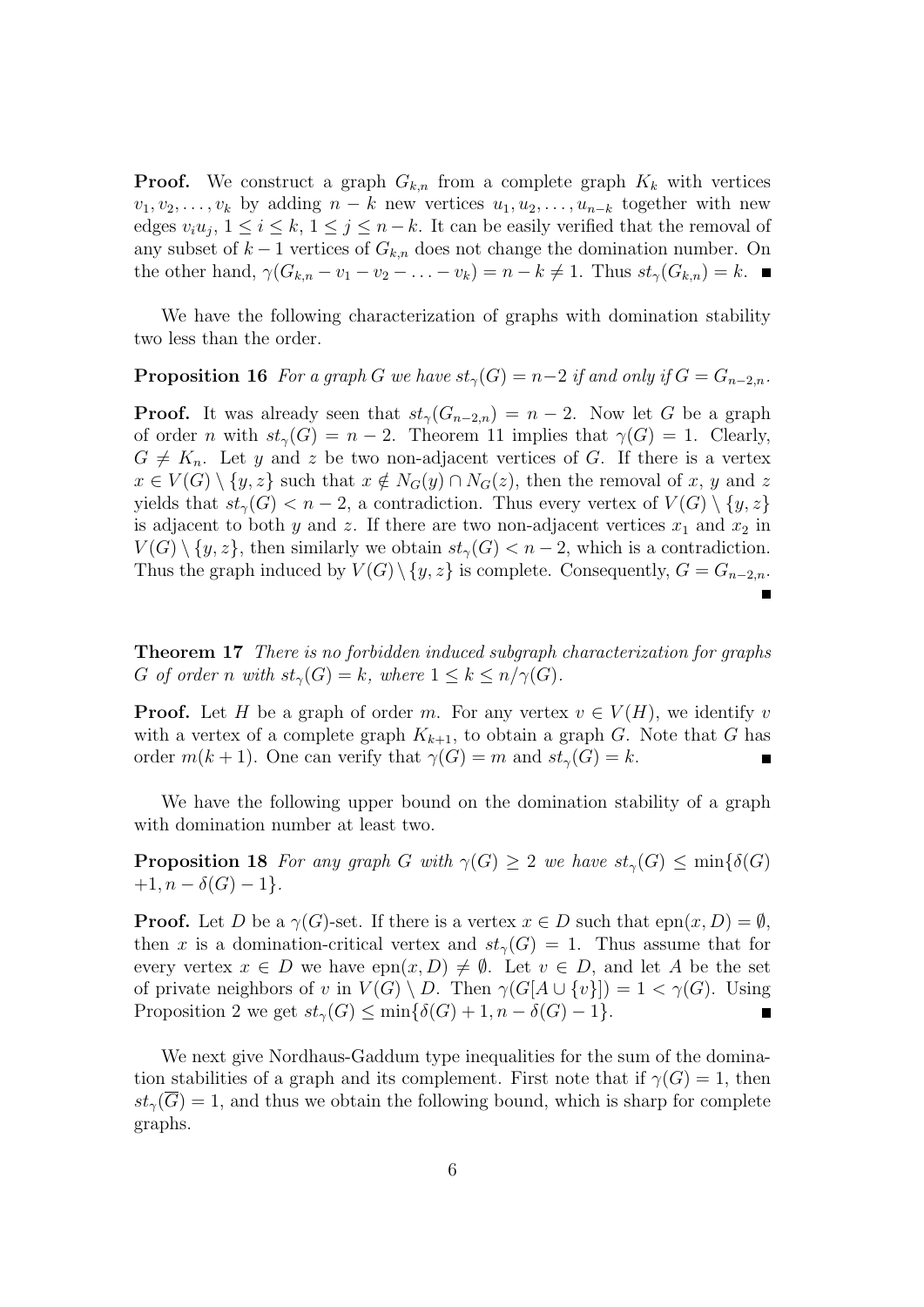**Proof.** We construct a graph $G_{k,n}$ from a complete graph $K_k$ with vertices $v_1, v_2, \ldots, v_k$ by adding $n-k$ new vertices $u_1, u_2, \ldots, u_{n-k}$ together with new edges $v_iu_j$, $1 \le i \le k$, $1 \le j \le n-k$. It can be easily verified that the removal of any subset of $k-1$ vertices of $G_{k,n}$ does not change the domination number. On the other hand, $\gamma(G_{k,n} - v_1 - v_2 - \ldots - v_k) = n - k \ne 1$. Thus $st_\gamma(G_{k,n}) = k$. ∎

We have the following characterization of graphs with domination stability two less than the order.

**Proposition 16** *For a graph $G$ we have $st_\gamma(G) = n-2$ if and only if $G = G_{n-2,n}$.*

**Proof.** It was already seen that $st_\gamma(G_{n-2,n}) = n-2$. Now let $G$ be a graph of order $n$ with $st_\gamma(G) = n-2$. Theorem 11 implies that $\gamma(G) = 1$. Clearly, $G \ne K_n$. Let $y$ and $z$ be two non-adjacent vertices of $G$. If there is a vertex $x \in V(G) \setminus \{y, z\}$ such that $x \notin N_G(y) \cap N_G(z)$, then the removal of $x$, $y$ and $z$ yields that $st_\gamma(G) < n-2$, a contradiction. Thus every vertex of $V(G) \setminus \{y, z\}$ is adjacent to both $y$ and $z$. If there are two non-adjacent vertices $x_1$ and $x_2$ in $V(G) \setminus \{y, z\}$, then similarly we obtain $st_\gamma(G) < n-2$, which is a contradiction. Thus the graph induced by $V(G) \setminus \{y, z\}$ is complete. Consequently, $G = G_{n-2,n}$. ∎

**Theorem 17** *There is no forbidden induced subgraph characterization for graphs $G$ of order $n$ with $st_\gamma(G) = k$, where $1 \le k \le n/\gamma(G)$.*

**Proof.** Let $H$ be a graph of order $m$. For any vertex $v \in V(H)$, we identify $v$ with a vertex of a complete graph $K_{k+1}$, to obtain a graph $G$. Note that $G$ has order $m(k+1)$. One can verify that $\gamma(G) = m$ and $st_\gamma(G) = k$. ∎

We have the following upper bound on the domination stability of a graph with domination number at least two.

**Proposition 18** *For any graph $G$ with $\gamma(G) \ge 2$ we have $st_\gamma(G) \le \min\{\delta(G) + 1, n - \delta(G) - 1\}$.*

**Proof.** Let $D$ be a $\gamma(G)$-set. If there is a vertex $x \in D$ such that $\text{epn}(x, D) = \emptyset$, then $x$ is a domination-critical vertex and $st_\gamma(G) = 1$. Thus assume that for every vertex $x \in D$ we have $\text{epn}(x, D) \ne \emptyset$. Let $v \in D$, and let $A$ be the set of private neighbors of $v$ in $V(G) \setminus D$. Then $\gamma(G[A \cup \{v\}]) = 1 < \gamma(G)$. Using Proposition 2 we get $st_\gamma(G) \le \min\{\delta(G) + 1, n - \delta(G) - 1\}$. ∎

We next give Nordhaus-Gaddum type inequalities for the sum of the domination stabilities of a graph and its complement. First note that if $\gamma(G) = 1$, then $st_\gamma(\overline{G}) = 1$, and thus we obtain the following bound, which is sharp for complete graphs.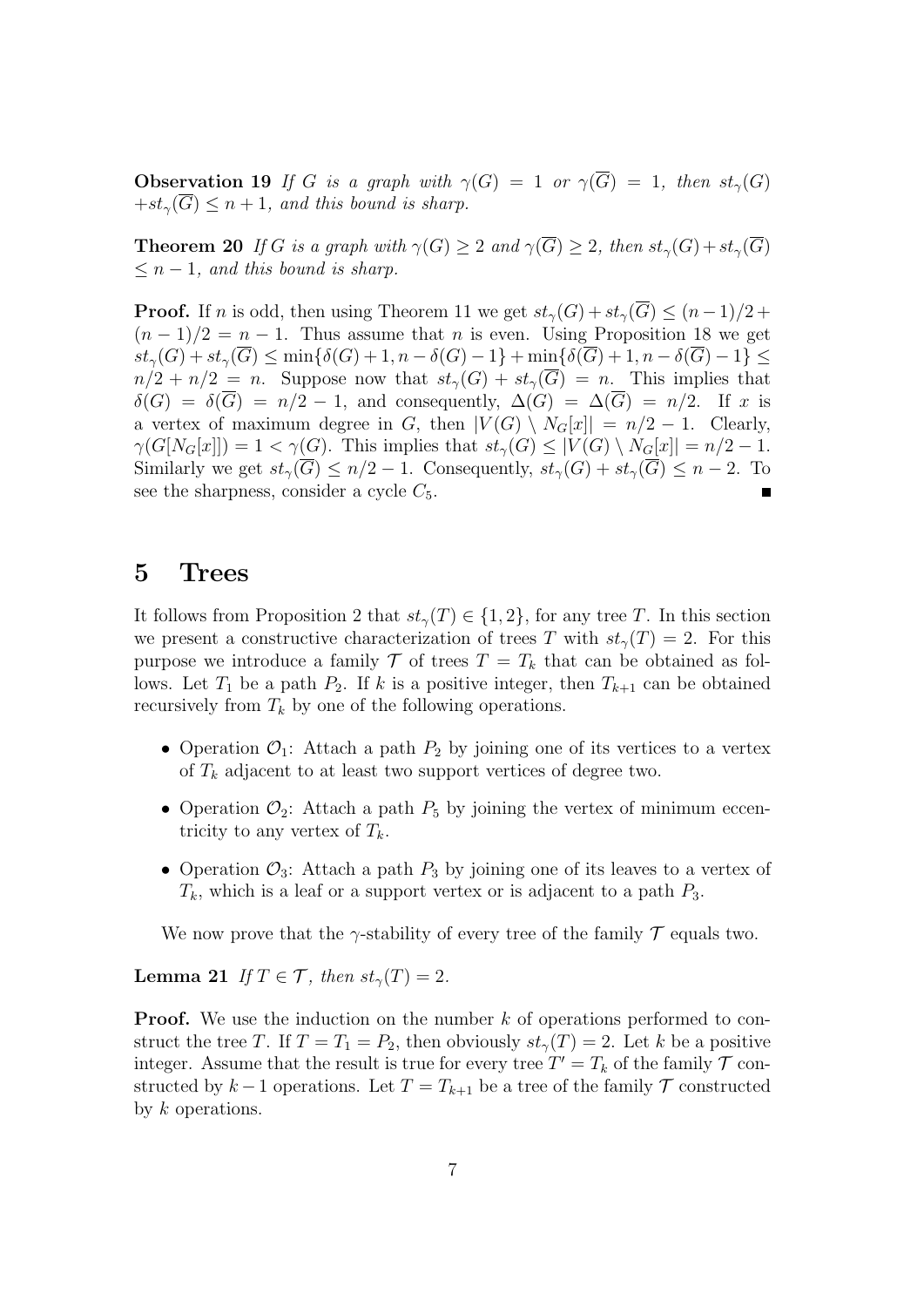**Observation 19** *If $G$ is a graph with $\gamma(G) = 1$ or $\gamma(\overline{G}) = 1$, then $st_\gamma(G) + st_\gamma(\overline{G}) \leq n + 1$, and this bound is sharp.*

**Theorem 20** *If $G$ is a graph with $\gamma(G) \geq 2$ and $\gamma(\overline{G}) \geq 2$, then $st_\gamma(G) + st_\gamma(\overline{G}) \leq n - 1$, and this bound is sharp.*

**Proof.** If $n$ is odd, then using Theorem 11 we get $st_\gamma(G) + st_\gamma(\overline{G}) \leq (n-1)/2 + (n-1)/2 = n - 1$. Thus assume that $n$ is even. Using Proposition 18 we get $st_\gamma(G) + st_\gamma(\overline{G}) \leq \min\{\delta(G) + 1, n - \delta(G) - 1\} + \min\{\delta(\overline{G}) + 1, n - \delta(\overline{G}) - 1\} \leq n/2 + n/2 = n$. Suppose now that $st_\gamma(G) + st_\gamma(\overline{G}) = n$. This implies that $\delta(G) = \delta(\overline{G}) = n/2 - 1$, and consequently, $\Delta(G) = \Delta(\overline{G}) = n/2$. If $x$ is a vertex of maximum degree in $G$, then $|V(G) \setminus N_G[x]| = n/2 - 1$. Clearly, $\gamma(G[N_G[x]]) = 1 < \gamma(G)$. This implies that $st_\gamma(G) \leq |V(G) \setminus N_G[x]| = n/2 - 1$. Similarly we get $st_\gamma(\overline{G}) \leq n/2 - 1$. Consequently, $st_\gamma(G) + st_\gamma(\overline{G}) \leq n - 2$. To see the sharpness, consider a cycle $C_5$. ∎

# 5 Trees

It follows from Proposition 2 that $st_\gamma(T) \in \{1, 2\}$, for any tree $T$. In this section we present a constructive characterization of trees $T$ with $st_\gamma(T) = 2$. For this purpose we introduce a family $\mathcal{T}$ of trees $T = T_k$ that can be obtained as follows. Let $T_1$ be a path $P_2$. If $k$ is a positive integer, then $T_{k+1}$ can be obtained recursively from $T_k$ by one of the following operations.

- Operation $\mathcal{O}_1$: Attach a path $P_2$ by joining one of its vertices to a vertex of $T_k$ adjacent to at least two support vertices of degree two.
- Operation $\mathcal{O}_2$: Attach a path $P_5$ by joining the vertex of minimum eccentricity to any vertex of $T_k$.
- Operation $\mathcal{O}_3$: Attach a path $P_3$ by joining one of its leaves to a vertex of $T_k$, which is a leaf or a support vertex or is adjacent to a path $P_3$.

We now prove that the $\gamma$-stability of every tree of the family $\mathcal{T}$ equals two.

**Lemma 21** *If $T \in \mathcal{T}$, then $st_\gamma(T) = 2$.*

**Proof.** We use the induction on the number $k$ of operations performed to construct the tree $T$. If $T = T_1 = P_2$, then obviously $st_\gamma(T) = 2$. Let $k$ be a positive integer. Assume that the result is true for every tree $T' = T_k$ of the family $\mathcal{T}$ constructed by $k - 1$ operations. Let $T = T_{k+1}$ be a tree of the family $\mathcal{T}$ constructed by $k$ operations.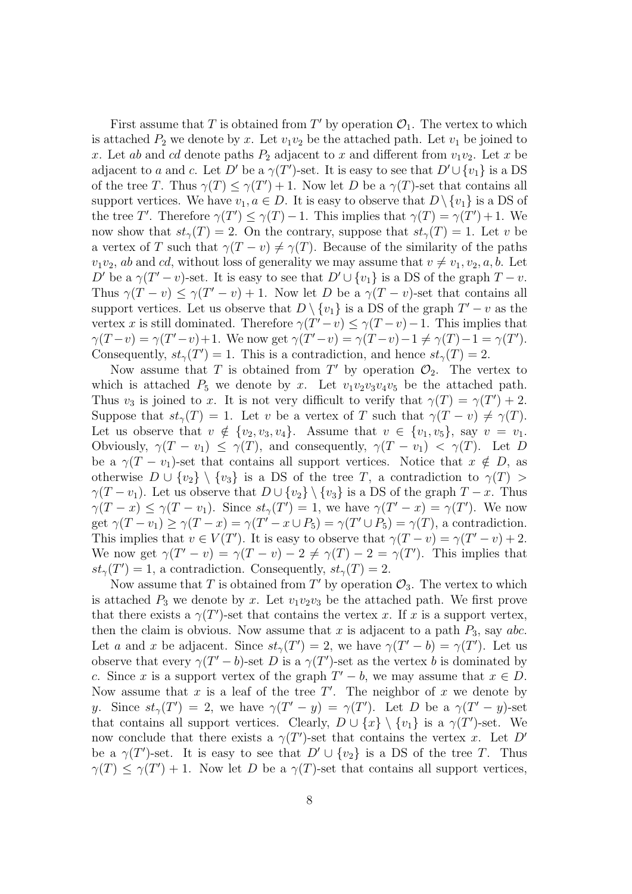First assume that $T$ is obtained from $T'$ by operation $\mathcal{O}_1$. The vertex to which is attached $P_2$ we denote by $x$. Let $v_1v_2$ be the attached path. Let $v_1$ be joined to $x$. Let $ab$ and $cd$ denote paths $P_2$ adjacent to $x$ and different from $v_1v_2$. Let $x$ be adjacent to $a$ and $c$. Let $D'$ be a $\gamma(T')$-set. It is easy to see that $D' \cup \{v_1\}$ is a DS of the tree $T$. Thus $\gamma(T) \leq \gamma(T') + 1$. Now let $D$ be a $\gamma(T)$-set that contains all support vertices. We have $v_1, a \in D$. It is easy to observe that $D \setminus \{v_1\}$ is a DS of the tree $T'$. Therefore $\gamma(T') \leq \gamma(T) - 1$. This implies that $\gamma(T) = \gamma(T') + 1$. We now show that $st_\gamma(T) = 2$. On the contrary, suppose that $st_\gamma(T) = 1$. Let $v$ be a vertex of $T$ such that $\gamma(T - v) \neq \gamma(T)$. Because of the similarity of the paths $v_1v_2$, $ab$ and $cd$, without loss of generality we may assume that $v \neq v_1, v_2, a, b$. Let $D'$ be a $\gamma(T' - v)$-set. It is easy to see that $D' \cup \{v_1\}$ is a DS of the graph $T - v$. Thus $\gamma(T - v) \leq \gamma(T' - v) + 1$. Now let $D$ be a $\gamma(T - v)$-set that contains all support vertices. Let us observe that $D \setminus \{v_1\}$ is a DS of the graph $T' - v$ as the vertex $x$ is still dominated. Therefore $\gamma(T' - v) \leq \gamma(T - v) - 1$. This implies that $\gamma(T - v) = \gamma(T' - v) + 1$. We now get $\gamma(T' - v) = \gamma(T - v) - 1 \neq \gamma(T) - 1 = \gamma(T')$. Consequently, $st_\gamma(T') = 1$. This is a contradiction, and hence $st_\gamma(T) = 2$.

Now assume that $T$ is obtained from $T'$ by operation $\mathcal{O}_2$. The vertex to which is attached $P_5$ we denote by $x$. Let $v_1v_2v_3v_4v_5$ be the attached path. Thus $v_3$ is joined to $x$. It is not very difficult to verify that $\gamma(T) = \gamma(T') + 2$. Suppose that $st_\gamma(T) = 1$. Let $v$ be a vertex of $T$ such that $\gamma(T - v) \neq \gamma(T)$. Let us observe that $v \notin \{v_2, v_3, v_4\}$. Assume that $v \in \{v_1, v_5\}$, say $v = v_1$. Obviously, $\gamma(T - v_1) \leq \gamma(T)$, and consequently, $\gamma(T - v_1) < \gamma(T)$. Let $D$ be a $\gamma(T - v_1)$-set that contains all support vertices. Notice that $x \notin D$, as otherwise $D \cup \{v_2\} \setminus \{v_3\}$ is a DS of the tree $T$, a contradiction to $\gamma(T) > \gamma(T - v_1)$. Let us observe that $D \cup \{v_2\} \setminus \{v_3\}$ is a DS of the graph $T - x$. Thus $\gamma(T - x) \leq \gamma(T - v_1)$. Since $st_\gamma(T') = 1$, we have $\gamma(T' - x) = \gamma(T')$. We now get $\gamma(T - v_1) \geq \gamma(T - x) = \gamma(T' - x \cup P_5) = \gamma(T' \cup P_5) = \gamma(T)$, a contradiction. This implies that $v \in V(T')$. It is easy to observe that $\gamma(T - v) = \gamma(T' - v) + 2$. We now get $\gamma(T' - v) = \gamma(T - v) - 2 \neq \gamma(T) - 2 = \gamma(T')$. This implies that $st_\gamma(T') = 1$, a contradiction. Consequently, $st_\gamma(T) = 2$.

Now assume that $T$ is obtained from $T'$ by operation $\mathcal{O}_3$. The vertex to which is attached $P_3$ we denote by $x$. Let $v_1v_2v_3$ be the attached path. We first prove that there exists a $\gamma(T')$-set that contains the vertex $x$. If $x$ is a support vertex, then the claim is obvious. Now assume that $x$ is adjacent to a path $P_3$, say $abc$. Let $a$ and $x$ be adjacent. Since $st_\gamma(T') = 2$, we have $\gamma(T' - b) = \gamma(T')$. Let us observe that every $\gamma(T' - b)$-set $D$ is a $\gamma(T')$-set as the vertex $b$ is dominated by $c$. Since $x$ is a support vertex of the graph $T' - b$, we may assume that $x \in D$. Now assume that $x$ is a leaf of the tree $T'$. The neighbor of $x$ we denote by $y$. Since $st_\gamma(T') = 2$, we have $\gamma(T' - y) = \gamma(T')$. Let $D$ be a $\gamma(T' - y)$-set that contains all support vertices. Clearly, $D \cup \{x\} \setminus \{v_1\}$ is a $\gamma(T')$-set. We now conclude that there exists a $\gamma(T')$-set that contains the vertex $x$. Let $D'$ be a $\gamma(T')$-set. It is easy to see that $D' \cup \{v_2\}$ is a DS of the tree $T$. Thus $\gamma(T) \leq \gamma(T') + 1$. Now let $D$ be a $\gamma(T)$-set that contains all support vertices,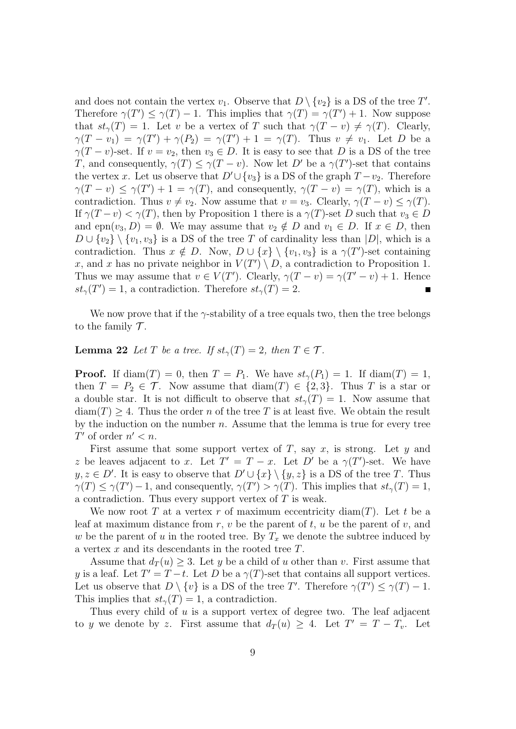and does not contain the vertex $v_1$. Observe that $D \setminus \{v_2\}$ is a DS of the tree $T'$. Therefore $\gamma(T') \leq \gamma(T) - 1$. This implies that $\gamma(T) = \gamma(T') + 1$. Now suppose that $st_\gamma(T) = 1$. Let $v$ be a vertex of $T$ such that $\gamma(T - v) \neq \gamma(T)$. Clearly, $\gamma(T - v_1) = \gamma(T') + \gamma(P_2) = \gamma(T') + 1 = \gamma(T)$. Thus $v \neq v_1$. Let $D$ be a $\gamma(T - v)$-set. If $v = v_2$, then $v_3 \in D$. It is easy to see that $D$ is a DS of the tree $T$, and consequently, $\gamma(T) \leq \gamma(T - v)$. Now let $D'$ be a $\gamma(T')$-set that contains the vertex $x$. Let us observe that $D' \cup \{v_3\}$ is a DS of the graph $T - v_2$. Therefore $\gamma(T - v) \leq \gamma(T') + 1 = \gamma(T)$, and consequently, $\gamma(T - v) = \gamma(T)$, which is a contradiction. Thus $v \neq v_2$. Now assume that $v = v_3$. Clearly, $\gamma(T - v) \leq \gamma(T)$. If $\gamma(T - v) < \gamma(T)$, then by Proposition 1 there is a $\gamma(T)$-set $D$ such that $v_3 \in D$ and $\mathrm{epn}(v_3, D) = \emptyset$. We may assume that $v_2 \notin D$ and $v_1 \in D$. If $x \in D$, then $D \cup \{v_2\} \setminus \{v_1, v_3\}$ is a DS of the tree $T$ of cardinality less than $|D|$, which is a contradiction. Thus $x \notin D$. Now, $D \cup \{x\} \setminus \{v_1, v_3\}$ is a $\gamma(T')$-set containing $x$, and $x$ has no private neighbor in $V(T') \setminus D$, a contradiction to Proposition 1. Thus we may assume that $v \in V(T')$. Clearly, $\gamma(T - v) = \gamma(T' - v) + 1$. Hence $st_\gamma(T') = 1$, a contradiction. Therefore $st_\gamma(T) = 2$. ■

We now prove that if the $\gamma$-stability of a tree equals two, then the tree belongs to the family $\mathcal{T}$.

**Lemma 22** *Let $T$ be a tree. If $st_\gamma(T) = 2$, then $T \in \mathcal{T}$.*

**Proof.** If $\mathrm{diam}(T) = 0$, then $T = P_1$. We have $st_\gamma(P_1) = 1$. If $\mathrm{diam}(T) = 1$, then $T = P_2 \in \mathcal{T}$. Now assume that $\mathrm{diam}(T) \in \{2, 3\}$. Thus $T$ is a star or a double star. It is not difficult to observe that $st_\gamma(T) = 1$. Now assume that $\mathrm{diam}(T) \geq 4$. Thus the order $n$ of the tree $T$ is at least five. We obtain the result by the induction on the number $n$. Assume that the lemma is true for every tree $T'$ of order $n' < n$.

First assume that some support vertex of $T$, say $x$, is strong. Let $y$ and $z$ be leaves adjacent to $x$. Let $T' = T - x$. Let $D'$ be a $\gamma(T')$-set. We have $y, z \in D'$. It is easy to observe that $D' \cup \{x\} \setminus \{y, z\}$ is a DS of the tree $T$. Thus $\gamma(T) \leq \gamma(T') - 1$, and consequently, $\gamma(T') > \gamma(T)$. This implies that $st_\gamma(T) = 1$, a contradiction. Thus every support vertex of $T$ is weak.

We now root $T$ at a vertex $r$ of maximum eccentricity $\mathrm{diam}(T)$. Let $t$ be a leaf at maximum distance from $r$, $v$ be the parent of $t$, $u$ be the parent of $v$, and $w$ be the parent of $u$ in the rooted tree. By $T_x$ we denote the subtree induced by a vertex $x$ and its descendants in the rooted tree $T$.

Assume that $d_T(u) \geq 3$. Let $y$ be a child of $u$ other than $v$. First assume that $y$ is a leaf. Let $T' = T - t$. Let $D$ be a $\gamma(T)$-set that contains all support vertices. Let us observe that $D \setminus \{v\}$ is a DS of the tree $T'$. Therefore $\gamma(T') \leq \gamma(T) - 1$. This implies that $st_\gamma(T) = 1$, a contradiction.

Thus every child of $u$ is a support vertex of degree two. The leaf adjacent to $y$ we denote by $z$. First assume that $d_T(u) \geq 4$. Let $T' = T - T_v$. Let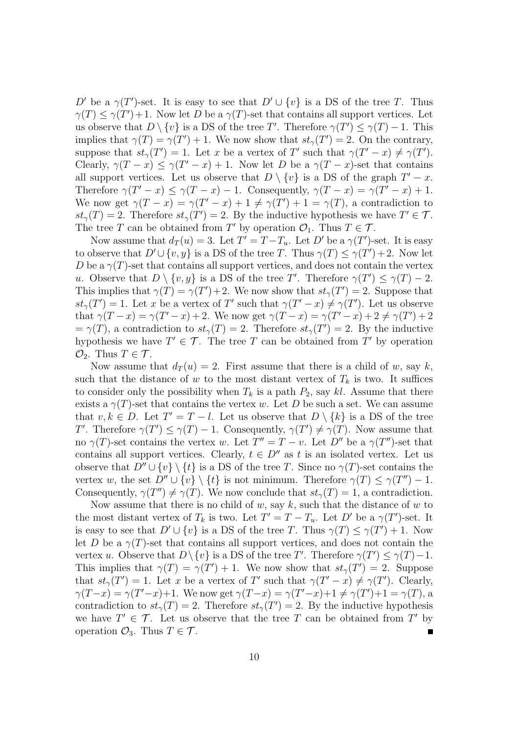$D'$ be a $\gamma(T')$-set. It is easy to see that $D' \cup \{v\}$ is a DS of the tree $T$. Thus $\gamma(T) \leq \gamma(T')+1$. Now let $D$ be a $\gamma(T)$-set that contains all support vertices. Let us observe that $D \setminus \{v\}$ is a DS of the tree $T'$. Therefore $\gamma(T') \leq \gamma(T) - 1$. This implies that $\gamma(T) = \gamma(T') + 1$. We now show that $st_\gamma(T') = 2$. On the contrary, suppose that $st_\gamma(T') = 1$. Let $x$ be a vertex of $T'$ such that $\gamma(T' - x) \neq \gamma(T')$. Clearly, $\gamma(T - x) \leq \gamma(T' - x) + 1$. Now let $D$ be a $\gamma(T - x)$-set that contains all support vertices. Let us observe that $D \setminus \{v\}$ is a DS of the graph $T' - x$. Therefore $\gamma(T' - x) \leq \gamma(T - x) - 1$. Consequently, $\gamma(T - x) = \gamma(T' - x) + 1$. We now get $\gamma(T - x) = \gamma(T' - x) + 1 \neq \gamma(T') + 1 = \gamma(T)$, a contradiction to $st_\gamma(T) = 2$. Therefore $st_\gamma(T') = 2$. By the inductive hypothesis we have $T' \in \mathcal{T}$. The tree $T$ can be obtained from $T'$ by operation $\mathcal{O}_1$. Thus $T \in \mathcal{T}$.

Now assume that $d_T(u) = 3$. Let $T' = T - T_u$. Let $D'$ be a $\gamma(T')$-set. It is easy to observe that $D' \cup \{v, y\}$ is a DS of the tree $T$. Thus $\gamma(T) \leq \gamma(T')+2$. Now let $D$ be a $\gamma(T)$-set that contains all support vertices, and does not contain the vertex $u$. Observe that $D \setminus \{v, y\}$ is a DS of the tree $T'$. Therefore $\gamma(T') \leq \gamma(T) - 2$. This implies that $\gamma(T) = \gamma(T')+2$. We now show that $st_\gamma(T') = 2$. Suppose that $st_\gamma(T') = 1$. Let $x$ be a vertex of $T'$ such that $\gamma(T' - x) \neq \gamma(T')$. Let us observe that $\gamma(T - x) = \gamma(T' - x) + 2$. We now get $\gamma(T - x) = \gamma(T' - x) + 2 \neq \gamma(T') + 2 = \gamma(T)$, a contradiction to $st_\gamma(T) = 2$. Therefore $st_\gamma(T') = 2$. By the inductive hypothesis we have $T' \in \mathcal{T}$. The tree $T$ can be obtained from $T'$ by operation $\mathcal{O}_2$. Thus $T \in \mathcal{T}$.

Now assume that $d_T(u) = 2$. First assume that there is a child of $w$, say $k$, such that the distance of $w$ to the most distant vertex of $T_k$ is two. It suffices to consider only the possibility when $T_k$ is a path $P_2$, say $kl$. Assume that there exists a $\gamma(T)$-set that contains the vertex $w$. Let $D$ be such a set. We can assume that $v, k \in D$. Let $T' = T - l$. Let us observe that $D \setminus \{k\}$ is a DS of the tree $T'$. Therefore $\gamma(T') \leq \gamma(T) - 1$. Consequently, $\gamma(T') \neq \gamma(T)$. Now assume that no $\gamma(T)$-set contains the vertex $w$. Let $T'' = T - v$. Let $D''$ be a $\gamma(T'')$-set that contains all support vertices. Clearly, $t \in D''$ as $t$ is an isolated vertex. Let us observe that $D'' \cup \{v\} \setminus \{t\}$ is a DS of the tree $T$. Since no $\gamma(T)$-set contains the vertex $w$, the set $D'' \cup \{v\} \setminus \{t\}$ is not minimum. Therefore $\gamma(T) \leq \gamma(T'') - 1$. Consequently, $\gamma(T'') \neq \gamma(T)$. We now conclude that $st_\gamma(T) = 1$, a contradiction.

Now assume that there is no child of $w$, say $k$, such that the distance of $w$ to the most distant vertex of $T_k$ is two. Let $T' = T - T_u$. Let $D'$ be a $\gamma(T')$-set. It is easy to see that $D' \cup \{v\}$ is a DS of the tree $T$. Thus $\gamma(T) \leq \gamma(T') + 1$. Now let $D$ be a $\gamma(T)$-set that contains all support vertices, and does not contain the vertex $u$. Observe that $D \setminus \{v\}$ is a DS of the tree $T'$. Therefore $\gamma(T') \leq \gamma(T) - 1$. This implies that $\gamma(T) = \gamma(T') + 1$. We now show that $st_\gamma(T') = 2$. Suppose that $st_\gamma(T') = 1$. Let $x$ be a vertex of $T'$ such that $\gamma(T' - x) \neq \gamma(T')$. Clearly, $\gamma(T - x) = \gamma(T' - x) + 1$. We now get $\gamma(T - x) = \gamma(T' - x) + 1 \neq \gamma(T') + 1 = \gamma(T)$, a contradiction to $st_\gamma(T) = 2$. Therefore $st_\gamma(T') = 2$. By the inductive hypothesis we have $T' \in \mathcal{T}$. Let us observe that the tree $T$ can be obtained from $T'$ by operation $\mathcal{O}_3$. Thus $T \in \mathcal{T}$. ∎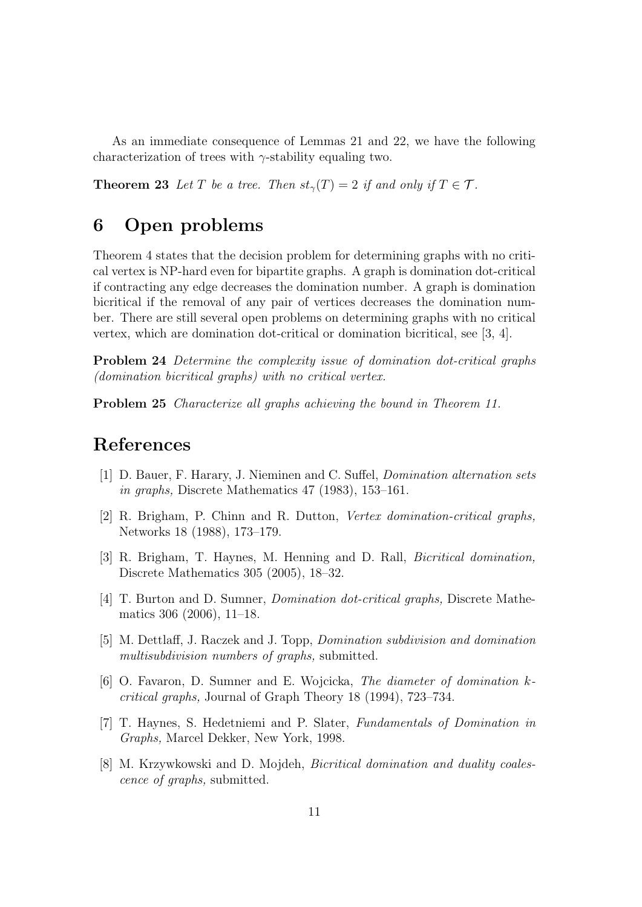As an immediate consequence of Lemmas 21 and 22, we have the following characterization of trees with $\gamma$-stability equaling two.

**Theorem 23** *Let $T$ be a tree. Then $st_\gamma(T) = 2$ if and only if $T \in \mathcal{T}$.*

## 6 Open problems

Theorem 4 states that the decision problem for determining graphs with no critical vertex is NP-hard even for bipartite graphs. A graph is domination dot-critical if contracting any edge decreases the domination number. A graph is domination bicritical if the removal of any pair of vertices decreases the domination number. There are still several open problems on determining graphs with no critical vertex, which are domination dot-critical or domination bicritical, see [3, 4].

**Problem 24** *Determine the complexity issue of domination dot-critical graphs (domination bicritical graphs) with no critical vertex.*

**Problem 25** *Characterize all graphs achieving the bound in Theorem 11.*

## References

[1] D. Bauer, F. Harary, J. Nieminen and C. Suffel, *Domination alternation sets in graphs,* Discrete Mathematics 47 (1983), 153–161.

[2] R. Brigham, P. Chinn and R. Dutton, *Vertex domination-critical graphs,* Networks 18 (1988), 173–179.

[3] R. Brigham, T. Haynes, M. Henning and D. Rall, *Bicritical domination,* Discrete Mathematics 305 (2005), 18–32.

[4] T. Burton and D. Sumner, *Domination dot-critical graphs,* Discrete Mathematics 306 (2006), 11–18.

[5] M. Dettlaff, J. Raczek and J. Topp, *Domination subdivision and domination multisubdivision numbers of graphs,* submitted.

[6] O. Favaron, D. Sumner and E. Wojcicka, *The diameter of domination $k$-critical graphs,* Journal of Graph Theory 18 (1994), 723–734.

[7] T. Haynes, S. Hedetniemi and P. Slater, *Fundamentals of Domination in Graphs,* Marcel Dekker, New York, 1998.

[8] M. Krzywkowski and D. Mojdeh, *Bicritical domination and duality coalescence of graphs,* submitted.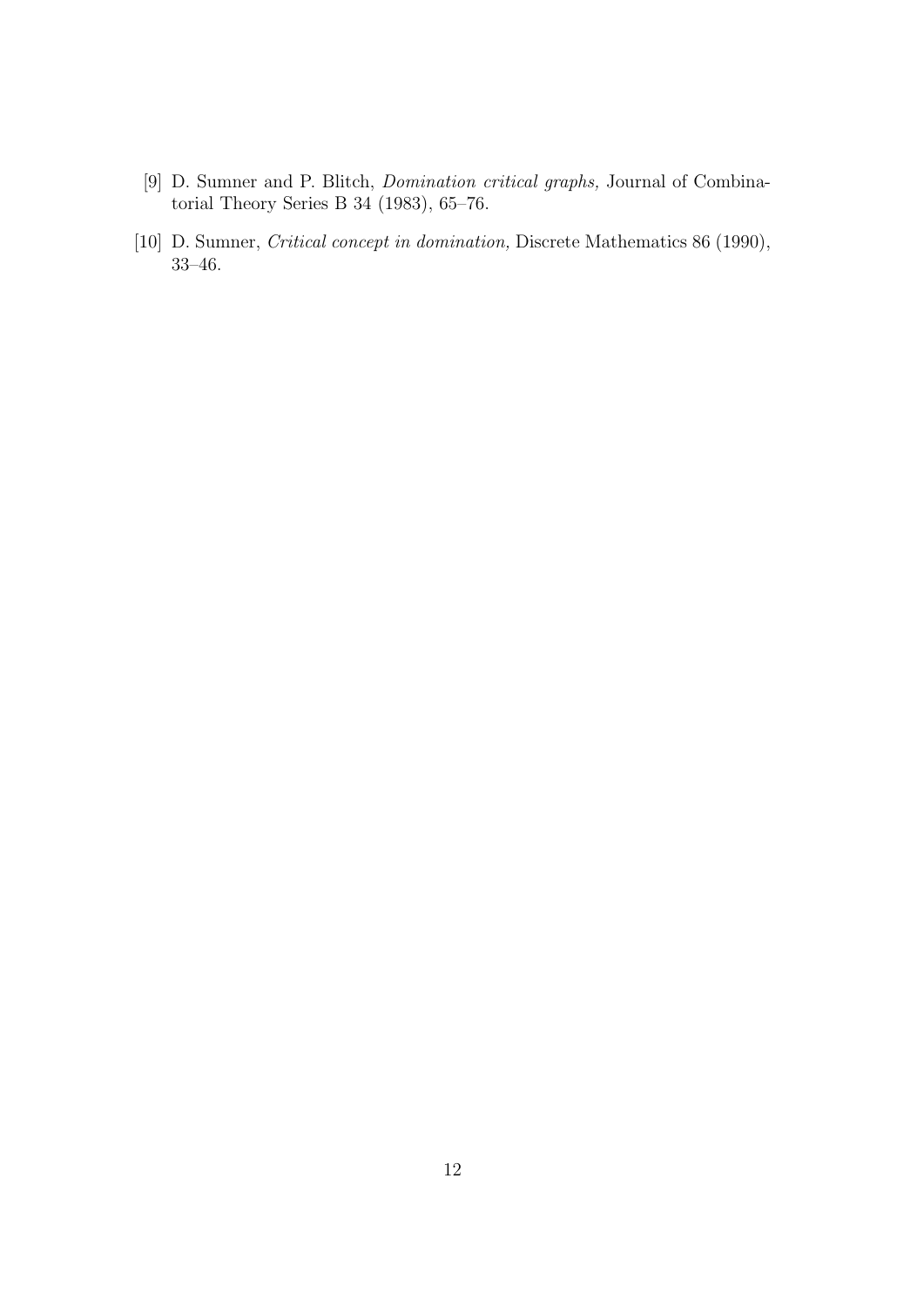[9] D. Sumner and P. Blitch, *Domination critical graphs,* Journal of Combinatorial Theory Series B 34 (1983), 65–76.

[10] D. Sumner, *Critical concept in domination,* Discrete Mathematics 86 (1990), 33–46.